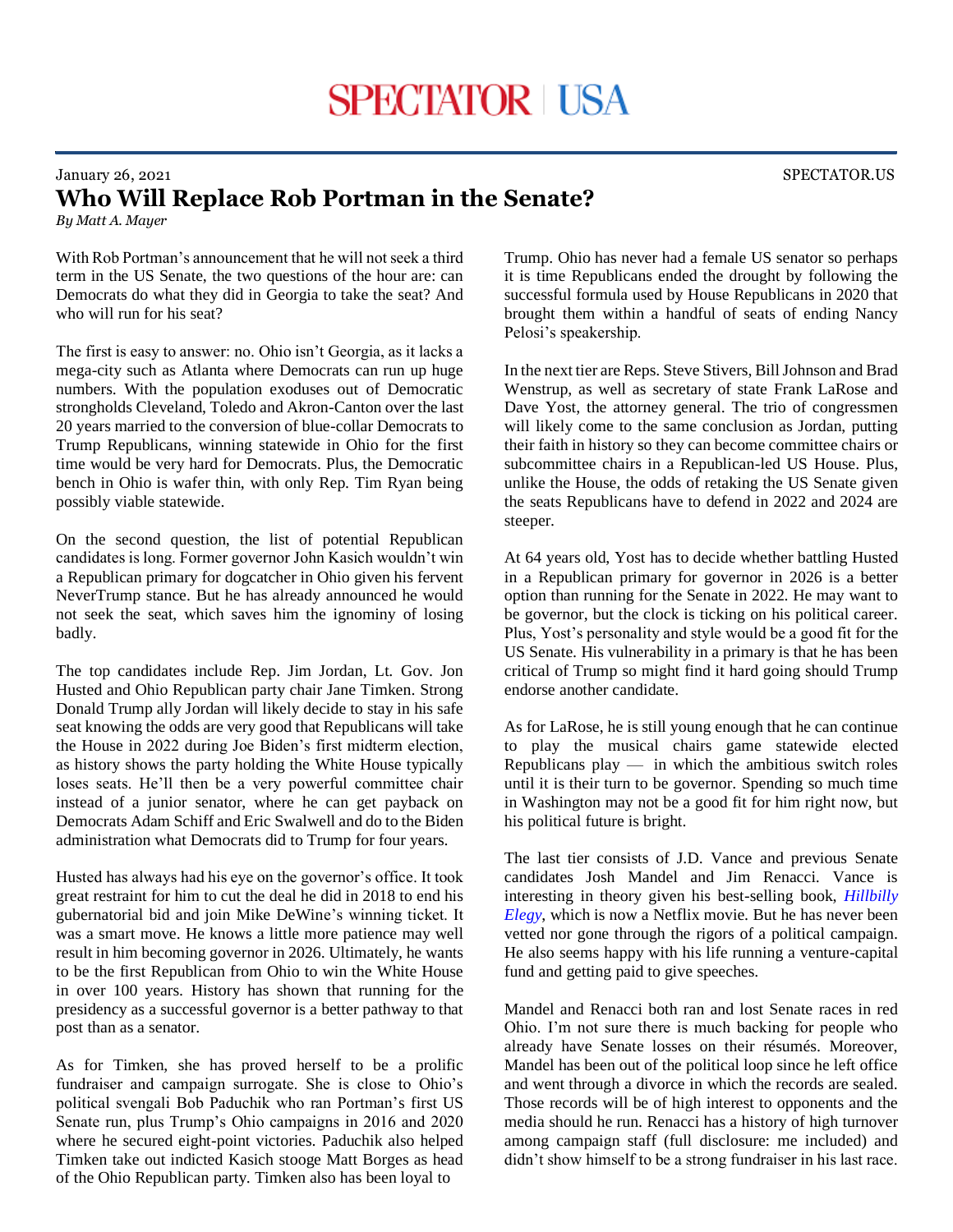# SPECTATOR | USA

January 26, 2021

SPECTATOR.US

## Who Will Replace Rob Portman in the Senate?

*By Matt A. Mayer*

With Rob Portman's announcement that he will not seek a third term in the US Senate, the two questions of the hour are: can Democrats do what they did in Georgia to take the seat? And who will run for his seat?

The first is easy to answer: no. Ohio isn't Georgia, as it lacks a mega-city such as Atlanta where Democrats can run up huge numbers. With the population exoduses out of Democratic strongholds Cleveland, Toledo and Akron-Canton over the last 20 years married to the conversion of blue-collar Democrats to Trump Republicans, winning statewide in Ohio for the first time would be very hard for Democrats. Plus, the Democratic bench in Ohio is wafer thin, with only Rep. Tim Ryan being possibly viable statewide.

On the second question, the list of potential Republican candidates is long. Former governor John Kasich wouldn't win a Republican primary for dogcatcher in Ohio given his fervent NeverTrump stance. But he has already announced he would not seek the seat, which saves him the ignominy of losing badly.

The top candidates include Rep. Jim Jordan, Lt. Gov. Jon Husted and Ohio Republican party chair Jane Timken. Strong Donald Trump ally Jordan will likely decide to stay in his safe seat knowing the odds are very good that Republicans will take the House in 2022 during Joe Biden's first midterm election, as history shows the party holding the White House typically loses seats. He'll then be a very powerful committee chair instead of a junior senator, where he can get payback on Democrats Adam Schiff and Eric Swalwell and do to the Biden administration what Democrats did to Trump for four years.

Husted has always had his eye on the governor's office. It took great restraint for him to cut the deal he did in 2018 to end his gubernatorial bid and join Mike DeWine's winning ticket. It was a smart move. He knows a little more patience may well result in him becoming governor in 2026. Ultimately, he wants to be the first Republican from Ohio to win the White House in over 100 years. History has shown that running for the presidency as a successful governor is a better pathway to that post than as a senator.

As for Timken, she has proved herself to be a prolific fundraiser and campaign surrogate. She is close to Ohio's political svengali Bob Paduchik who ran Portman's first US Senate run, plus Trump's Ohio campaigns in 2016 and 2020 where he secured eight-point victories. Paduchik also helped Timken take out indicted Kasich stooge Matt Borges as head of the Ohio Republican party. Timken also has been loyal to Trump. Ohio has never had a female US senator so perhaps it is time Republicans ended the drought by following the successful formula used by House Republicans in 2020 that brought them within a handful of seats of ending Nancy Pelosi's speakership.

In the next tier are Reps. Steve Stivers, Bill Johnson and Brad Wenstrup, as well as secretary of state Frank LaRose and Dave Yost, the attorney general. The trio of congressmen will likely come to the same conclusion as Jordan, putting their faith in history so they can become committee chairs or subcommittee chairs in a Republican-led US House. Plus, unlike the House, the odds of retaking the US Senate given the seats Republicans have to defend in 2022 and 2024 are steeper.

At 64 years old, Yost has to decide whether battling Husted in a Republican primary for governor in 2026 is a better option than running for the Senate in 2022. He may want to be governor, but the clock is ticking on his political career. Plus, Yost's personality and style would be a good fit for the US Senate. His vulnerability in a primary is that he has been critical of Trump so might find it hard going should Trump endorse another candidate.

As for LaRose, he is still young enough that he can continue to play the musical chairs game statewide elected Republicans play — in which the ambitious switch roles until it is their turn to be governor. Spending so much time in Washington may not be a good fit for him right now, but his political future is bright.

The last tier consists of J.D. Vance and previous Senate candidates Josh Mandel and Jim Renacci. Vance is interesting in theory given his best-selling book, *Hillbilly Elegy*, which is now a Netflix movie. But he has never been vetted nor gone through the rigors of a political campaign. He also seems happy with his life running a venture-capital fund and getting paid to give speeches.

Mandel and Renacci both ran and lost Senate races in red Ohio. I'm not sure there is much backing for people who already have Senate losses on their résumés. Moreover, Mandel has been out of the political loop since he left office and went through a divorce in which the records are sealed. Those records will be of high interest to opponents and the media should he run. Renacci has a history of high turnover among campaign staff (full disclosure: me included) and didn't show himself to be a strong fundraiser in his last race.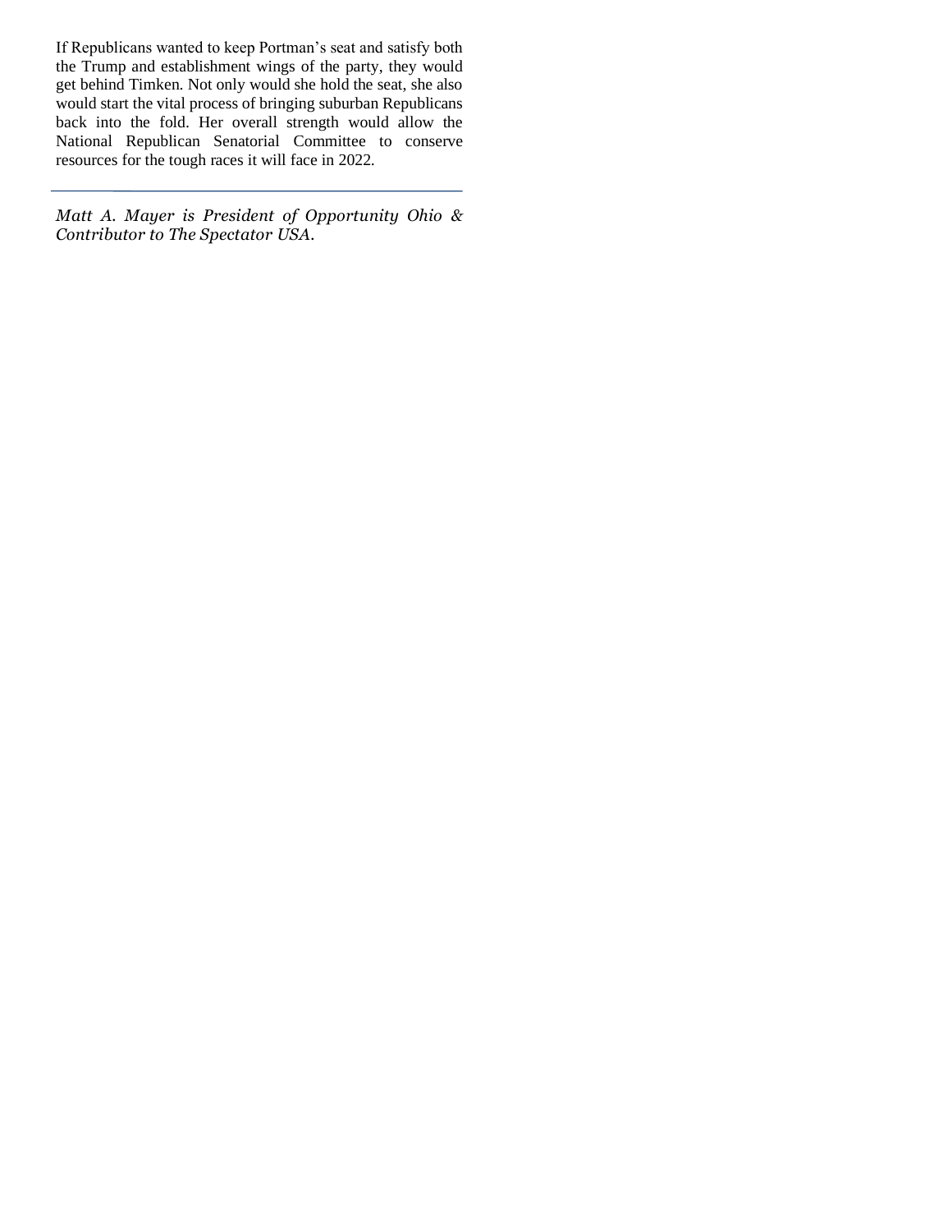If Republicans wanted to keep Portman's seat and satisfy both the Trump and establishment wings of the party, they would get behind Timken. Not only would she hold the seat, she also would start the vital process of bringing suburban Republicans back into the fold. Her overall strength would allow the National Republican Senatorial Committee to conserve resources for the tough races it will face in 2022.

---

*Matt A. Mayer is President of Opportunity Ohio & Contributor to The Spectator USA.*